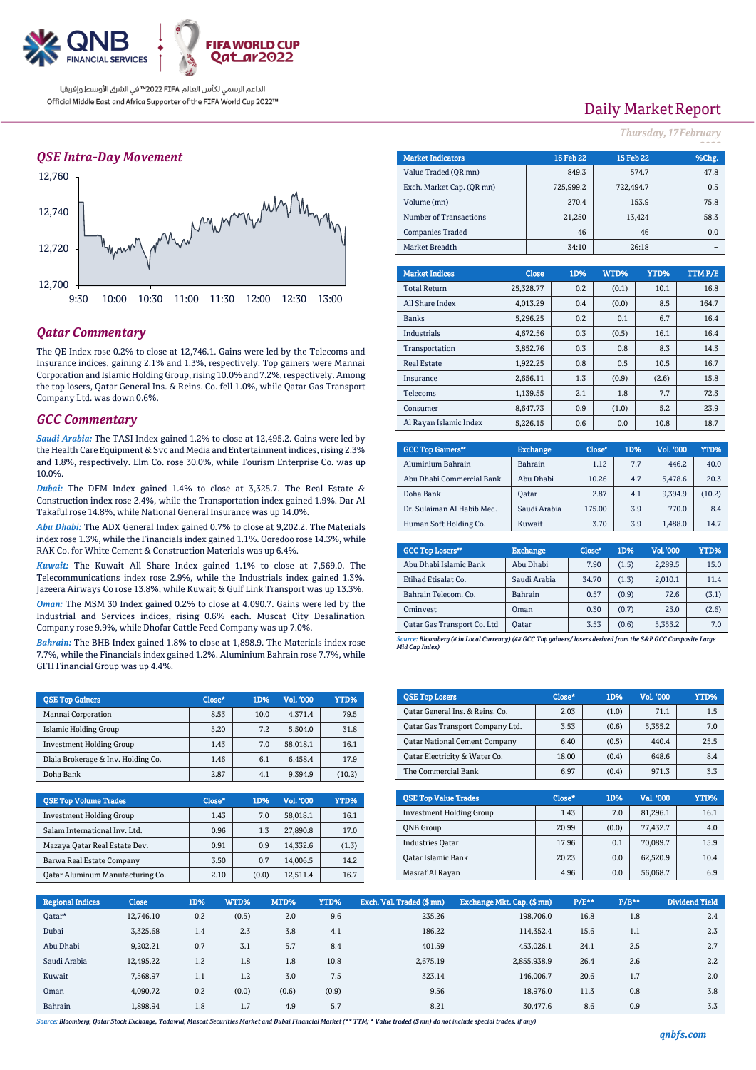Official Middle East and Africa Supporter of the FIFA World Cup 2022™

# Daily Market Report

*Thursday, 17 February 2022*

## QSE Intra-Day Movement

## Qatar Commentary

The QE Index rose 0.2% to close at 12,746.1. Gains were led by the Telecoms and Insurance indices, gaining 2.1% and 1.3%, respectively. Top gainers were Mannai Corporation and Islamic Holding Group, rising 10.0% and 7.2%, respectively. Among the top losers, Qatar General Ins. & Reins. Co. fell 1.0%, while Qatar Gas Transport Company Ltd. was down 0.6%.

## GCC Commentary

***Saudi Arabia:*** The TASI Index gained 1.2% to close at 12,495.2. Gains were led by the Health Care Equipment & Svc and Media and Entertainment indices, rising 2.3% and 1.8%, respectively. Elm Co. rose 30.0%, while Tourism Enterprise Co. was up 10.0%.

***Dubai:*** The DFM Index gained 1.4% to close at 3,325.7. The Real Estate & Construction index rose 2.4%, while the Transportation index gained 1.9%. Dar Al Takaful rose 14.8%, while National General Insurance was up 14.0%.

***Abu Dhabi:*** The ADX General Index gained 0.7% to close at 9,202.2. The Materials index rose 1.3%, while the Financials index gained 1.1%. Ooredoo rose 14.3%, while RAK Co. for White Cement & Construction Materials was up 6.4%.

***Kuwait:*** The Kuwait All Share Index gained 1.1% to close at 7,569.0. The Telecommunications index rose 2.9%, while the Industrials index gained 1.3%. Jazeera Airways Co rose 13.8%, while Kuwait & Gulf Link Transport was up 13.3%.

***Oman:*** The MSM 30 Index gained 0.2% to close at 4,090.7. Gains were led by the Industrial and Services indices, rising 0.6% each. Muscat City Desalination Company rose 9.9%, while Dhofar Cattle Feed Company was up 7.0%.

***Bahrain:*** The BHB Index gained 1.8% to close at 1,898.9. The Materials index rose 7.7%, while the Financials index gained 1.2%. Aluminium Bahrain rose 7.7%, while GFH Financial Group was up 4.4%.

| Market Indicators | 16 Feb 22 | 15 Feb 22 | %Chg. |
|---|---|---|---|
| Value Traded (QR mn) | 849.3 | 574.7 | 47.8 |
| Exch. Market Cap. (QR mn) | 725,999.2 | 722,494.7 | 0.5 |
| Volume (mn) | 270.4 | 153.9 | 75.8 |
| Number of Transactions | 21,250 | 13,424 | 58.3 |
| Companies Traded | 46 | 46 | 0.0 |
| Market Breadth | 34:10 | 26:18 | – |

| Market Indices | Close | 1D% | WTD% | YTD% | TTM P/E |
|---|---|---|---|---|---|
| Total Return | 25,328.77 | 0.2 | (0.1) | 10.1 | 16.8 |
| All Share Index | 4,013.29 | 0.4 | (0.0) | 8.5 | 164.7 |
| Banks | 5,296.25 | 0.2 | 0.1 | 6.7 | 16.4 |
| Industrials | 4,672.56 | 0.3 | (0.5) | 16.1 | 16.4 |
| Transportation | 3,852.76 | 0.3 | 0.8 | 8.3 | 14.3 |
| Real Estate | 1,922.25 | 0.8 | 0.5 | 10.5 | 16.7 |
| Insurance | 2,656.11 | 1.3 | (0.9) | (2.6) | 15.8 |
| Telecoms | 1,139.55 | 2.1 | 1.8 | 7.7 | 72.3 |
| Consumer | 8,647.73 | 0.9 | (1.0) | 5.2 | 23.9 |
| Al Rayan Islamic Index | 5,226.15 | 0.6 | 0.0 | 10.8 | 18.7 |

| GCC Top Gainers## | Exchange | Close# | 1D% | Vol. '000 | YTD% |
|---|---|---|---|---|---|
| Aluminium Bahrain | Bahrain | 1.12 | 7.7 | 446.2 | 40.0 |
| Abu Dhabi Commercial Bank | Abu Dhabi | 10.26 | 4.7 | 5,478.6 | 20.3 |
| Doha Bank | Qatar | 2.87 | 4.1 | 9,394.9 | (10.2) |
| Dr. Sulaiman Al Habib Med. | Saudi Arabia | 175.00 | 3.9 | 770.0 | 8.4 |
| Human Soft Holding Co. | Kuwait | 3.70 | 3.9 | 1,488.0 | 14.7 |

| GCC Top Losers## | Exchange | Close# | 1D% | Vol. '000 | YTD% |
|---|---|---|---|---|---|
| Abu Dhabi Islamic Bank | Abu Dhabi | 7.90 | (1.5) | 2,289.5 | 15.0 |
| Etihad Etisalat Co. | Saudi Arabia | 34.70 | (1.3) | 2,010.1 | 11.4 |
| Bahrain Telecom. Co. | Bahrain | 0.57 | (0.9) | 72.6 | (3.1) |
| Ominvest | Oman | 0.30 | (0.7) | 25.0 | (2.6) |
| Qatar Gas Transport Co. Ltd | Qatar | 3.53 | (0.6) | 5,355.2 | 7.0 |

*Source: Bloomberg (# in Local Currency) (## GCC Top gainers/ losers derived from the S&P GCC Composite Large Mid Cap Index)*

| QSE Top Gainers | Close* | 1D% | Vol. '000 | YTD% |
|---|---|---|---|---|
| Mannai Corporation | 8.53 | 10.0 | 4,371.4 | 79.5 |
| Islamic Holding Group | 5.20 | 7.2 | 5,504.0 | 31.8 |
| Investment Holding Group | 1.43 | 7.0 | 58,018.1 | 16.1 |
| Dlala Brokerage & Inv. Holding Co. | 1.46 | 6.1 | 6,458.4 | 17.9 |
| Doha Bank | 2.87 | 4.1 | 9,394.9 | (10.2) |

| QSE Top Losers | Close* | 1D% | Vol. '000 | YTD% |
|---|---|---|---|---|
| Qatar General Ins. & Reins. Co. | 2.03 | (1.0) | 71.1 | 1.5 |
| Qatar Gas Transport Company Ltd. | 3.53 | (0.6) | 5,355.2 | 7.0 |
| Qatar National Cement Company | 6.40 | (0.5) | 440.4 | 25.5 |
| Qatar Electricity & Water Co. | 18.00 | (0.4) | 648.6 | 8.4 |
| The Commercial Bank | 6.97 | (0.4) | 971.3 | 3.3 |

| QSE Top Volume Trades | Close* | 1D% | Vol. '000 | YTD% |
|---|---|---|---|---|
| Investment Holding Group | 1.43 | 7.0 | 58,018.1 | 16.1 |
| Salam International Inv. Ltd. | 0.96 | 1.3 | 27,890.8 | 17.0 |
| Mazaya Qatar Real Estate Dev. | 0.91 | 0.9 | 14,332.6 | (1.3) |
| Barwa Real Estate Company | 3.50 | 0.7 | 14,006.5 | 14.2 |
| Qatar Aluminum Manufacturing Co. | 2.10 | (0.0) | 12,511.4 | 16.7 |

| QSE Top Value Trades | Close* | 1D% | Val. '000 | YTD% |
|---|---|---|---|---|
| Investment Holding Group | 1.43 | 7.0 | 81,296.1 | 16.1 |
| QNB Group | 20.99 | (0.0) | 77,432.7 | 4.0 |
| Industries Qatar | 17.96 | 0.1 | 70,089.7 | 15.9 |
| Qatar Islamic Bank | 20.23 | 0.0 | 62,520.9 | 10.4 |
| Masraf Al Rayan | 4.96 | 0.0 | 56,068.7 | 6.9 |

| Regional Indices | Close | 1D% | WTD% | MTD% | YTD% | Exch. Val. Traded ($ mn) | Exchange Mkt. Cap. ($ mn) | P/E** | P/B** | Dividend Yield |
|---|---|---|---|---|---|---|---|---|---|---|
| Qatar* | 12,746.10 | 0.2 | (0.5) | 2.0 | 9.6 | 235.26 | 198,706.0 | 16.8 | 1.8 | 2.4 |
| Dubai | 3,325.68 | 1.4 | 2.3 | 3.8 | 4.1 | 186.22 | 114,352.4 | 15.6 | 1.1 | 2.3 |
| Abu Dhabi | 9,202.21 | 0.7 | 3.1 | 5.7 | 8.4 | 401.59 | 453,026.1 | 24.1 | 2.5 | 2.7 |
| Saudi Arabia | 12,495.22 | 1.2 | 1.8 | 1.8 | 10.8 | 2,675.19 | 2,855,938.9 | 26.4 | 2.6 | 2.2 |
| Kuwait | 7,568.97 | 1.1 | 1.2 | 3.0 | 7.5 | 323.14 | 146,006.7 | 20.6 | 1.7 | 2.0 |
| Oman | 4,090.72 | 0.2 | (0.0) | (0.6) | (0.9) | 9.56 | 18,976.0 | 11.3 | 0.8 | 3.8 |
| Bahrain | 1,898.94 | 1.8 | 1.7 | 4.9 | 5.7 | 8.21 | 30,477.6 | 8.6 | 0.9 | 3.3 |

*Source: Bloomberg, Qatar Stock Exchange, Tadawul, Muscat Securities Market and Dubai Financial Market (** TTM; * Value traded ($ mn) do not include special trades, if any)*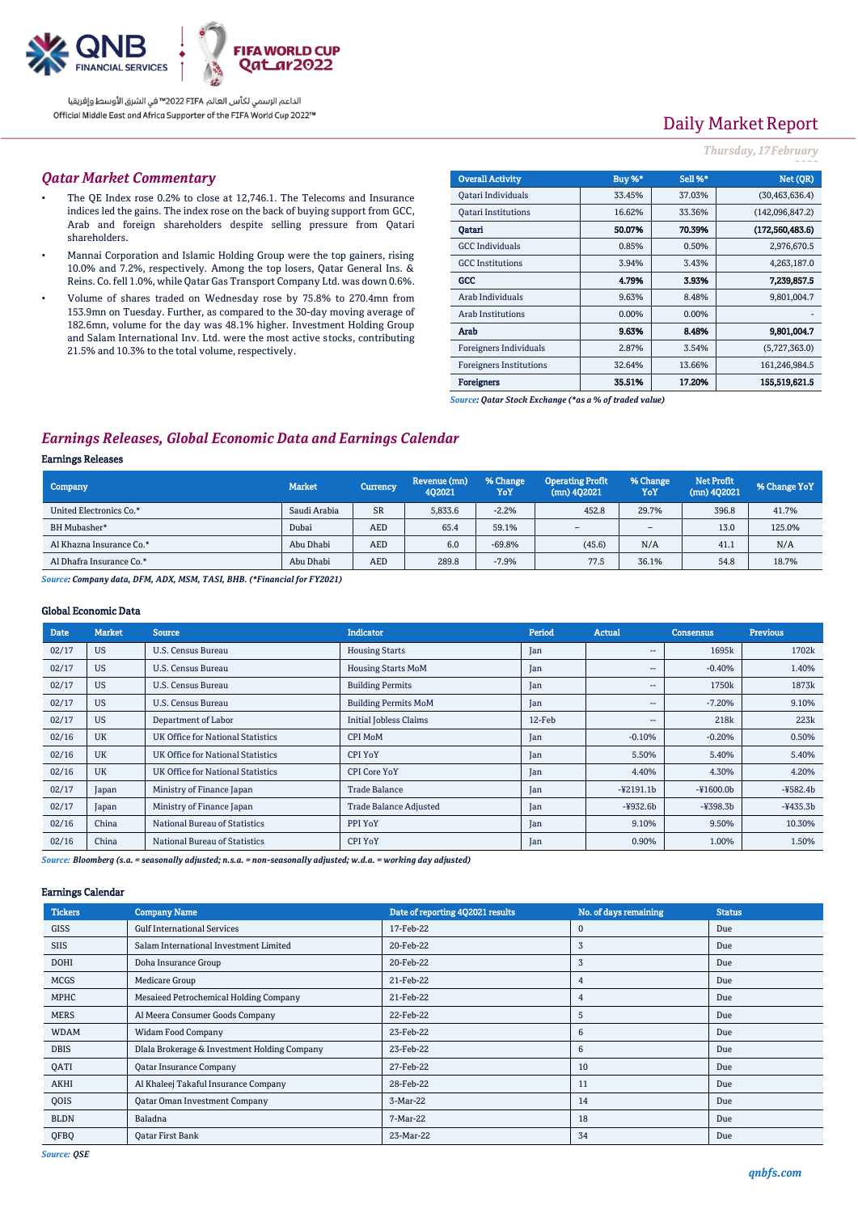Daily Market Report

*Thursday, 17 February*

## Qatar Market Commentary

- The QE Index rose 0.2% to close at 12,746.1. The Telecoms and Insurance indices led the gains. The index rose on the back of buying support from GCC, Arab and foreign shareholders despite selling pressure from Qatari shareholders.
- Mannai Corporation and Islamic Holding Group were the top gainers, rising 10.0% and 7.2%, respectively. Among the top losers, Qatar General Ins. & Reins. Co. fell 1.0%, while Qatar Gas Transport Company Ltd. was down 0.6%.
- Volume of shares traded on Wednesday rose by 75.8% to 270.4mn from 153.9mn on Tuesday. Further, as compared to the 30-day moving average of 182.6mn, volume for the day was 48.1% higher. Investment Holding Group and Salam International Inv. Ltd. were the most active stocks, contributing 21.5% and 10.3% to the total volume, respectively.

| Overall Activity | Buy %* | Sell %* | Net (QR) |
|---|---|---|---|
| Qatari Individuals | 33.45% | 37.03% | (30,463,636.4) |
| Qatari Institutions | 16.62% | 33.36% | (142,096,847.2) |
| **Qatari** | **50.07%** | **70.39%** | **(172,560,483.6)** |
| GCC Individuals | 0.85% | 0.50% | 2,976,670.5 |
| GCC Institutions | 3.94% | 3.43% | 4,263,187.0 |
| **GCC** | **4.79%** | **3.93%** | **7,239,857.5** |
| Arab Individuals | 9.63% | 8.48% | 9,801,004.7 |
| Arab Institutions | 0.00% | 0.00% | - |
| **Arab** | **9.63%** | **8.48%** | **9,801,004.7** |
| Foreigners Individuals | 2.87% | 3.54% | (5,727,363.0) |
| Foreigners Institutions | 32.64% | 13.66% | 161,246,984.5 |
| **Foreigners** | **35.51%** | **17.20%** | **155,519,621.5** |

*Source: Qatar Stock Exchange (\*as a % of traded value)*

## Earnings Releases, Global Economic Data and Earnings Calendar

### Earnings Releases

| Company | Market | Currency | Revenue (mn) 4Q2021 | % Change YoY | Operating Profit (mn) 4Q2021 | % Change YoY | Net Profit (mn) 4Q2021 | % Change YoY |
|---|---|---|---|---|---|---|---|---|
| United Electronics Co.* | Saudi Arabia | SR | 5,833.6 | -2.2% | 452.8 | 29.7% | 396.8 | 41.7% |
| BH Mubasher* | Dubai | AED | 65.4 | 59.1% | – | – | 13.0 | 125.0% |
| Al Khazna Insurance Co.* | Abu Dhabi | AED | 6.0 | -69.8% | (45.6) | N/A | 41.1 | N/A |
| Al Dhafra Insurance Co.* | Abu Dhabi | AED | 289.8 | -7.9% | 77.5 | 36.1% | 54.8 | 18.7% |

*Source: Company data, DFM, ADX, MSM, TASI, BHB. (\*Financial for FY2021)*

### Global Economic Data

| Date | Market | Source | Indicator | Period | Actual | Consensus | Previous |
|---|---|---|---|---|---|---|---|
| 02/17 | US | U.S. Census Bureau | Housing Starts | Jan | -- | 1695k | 1702k |
| 02/17 | US | U.S. Census Bureau | Housing Starts MoM | Jan | -- | -0.40% | 1.40% |
| 02/17 | US | U.S. Census Bureau | Building Permits | Jan | -- | 1750k | 1873k |
| 02/17 | US | U.S. Census Bureau | Building Permits MoM | Jan | -- | -7.20% | 9.10% |
| 02/17 | US | Department of Labor | Initial Jobless Claims | 12-Feb | -- | 218k | 223k |
| 02/16 | UK | UK Office for National Statistics | CPI MoM | Jan | -0.10% | -0.20% | 0.50% |
| 02/16 | UK | UK Office for National Statistics | CPI YoY | Jan | 5.50% | 5.40% | 5.40% |
| 02/16 | UK | UK Office for National Statistics | CPI Core YoY | Jan | 4.40% | 4.30% | 4.20% |
| 02/17 | Japan | Ministry of Finance Japan | Trade Balance | Jan | -¥2191.1b | -¥1600.0b | -¥582.4b |
| 02/17 | Japan | Ministry of Finance Japan | Trade Balance Adjusted | Jan | -¥932.6b | -¥398.3b | -¥435.3b |
| 02/16 | China | National Bureau of Statistics | PPI YoY | Jan | 9.10% | 9.50% | 10.30% |
| 02/16 | China | National Bureau of Statistics | CPI YoY | Jan | 0.90% | 1.00% | 1.50% |

*Source: Bloomberg (s.a. = seasonally adjusted; n.s.a. = non-seasonally adjusted; w.d.a. = working day adjusted)*

### Earnings Calendar

| Tickers | Company Name | Date of reporting 4Q2021 results | No. of days remaining | Status |
|---|---|---|---|---|
| GISS | Gulf International Services | 17-Feb-22 | 0 | Due |
| SIIS | Salam International Investment Limited | 20-Feb-22 | 3 | Due |
| DOHI | Doha Insurance Group | 20-Feb-22 | 3 | Due |
| MCGS | Medicare Group | 21-Feb-22 | 4 | Due |
| MPHC | Mesaieed Petrochemical Holding Company | 21-Feb-22 | 4 | Due |
| MERS | Al Meera Consumer Goods Company | 22-Feb-22 | 5 | Due |
| WDAM | Widam Food Company | 23-Feb-22 | 6 | Due |
| DBIS | Dlala Brokerage & Investment Holding Company | 23-Feb-22 | 6 | Due |
| QATI | Qatar Insurance Company | 27-Feb-22 | 10 | Due |
| AKHI | Al Khaleej Takaful Insurance Company | 28-Feb-22 | 11 | Due |
| QOIS | Qatar Oman Investment Company | 3-Mar-22 | 14 | Due |
| BLDN | Baladna | 7-Mar-22 | 18 | Due |
| QFBQ | Qatar First Bank | 23-Mar-22 | 34 | Due |

*Source: QSE*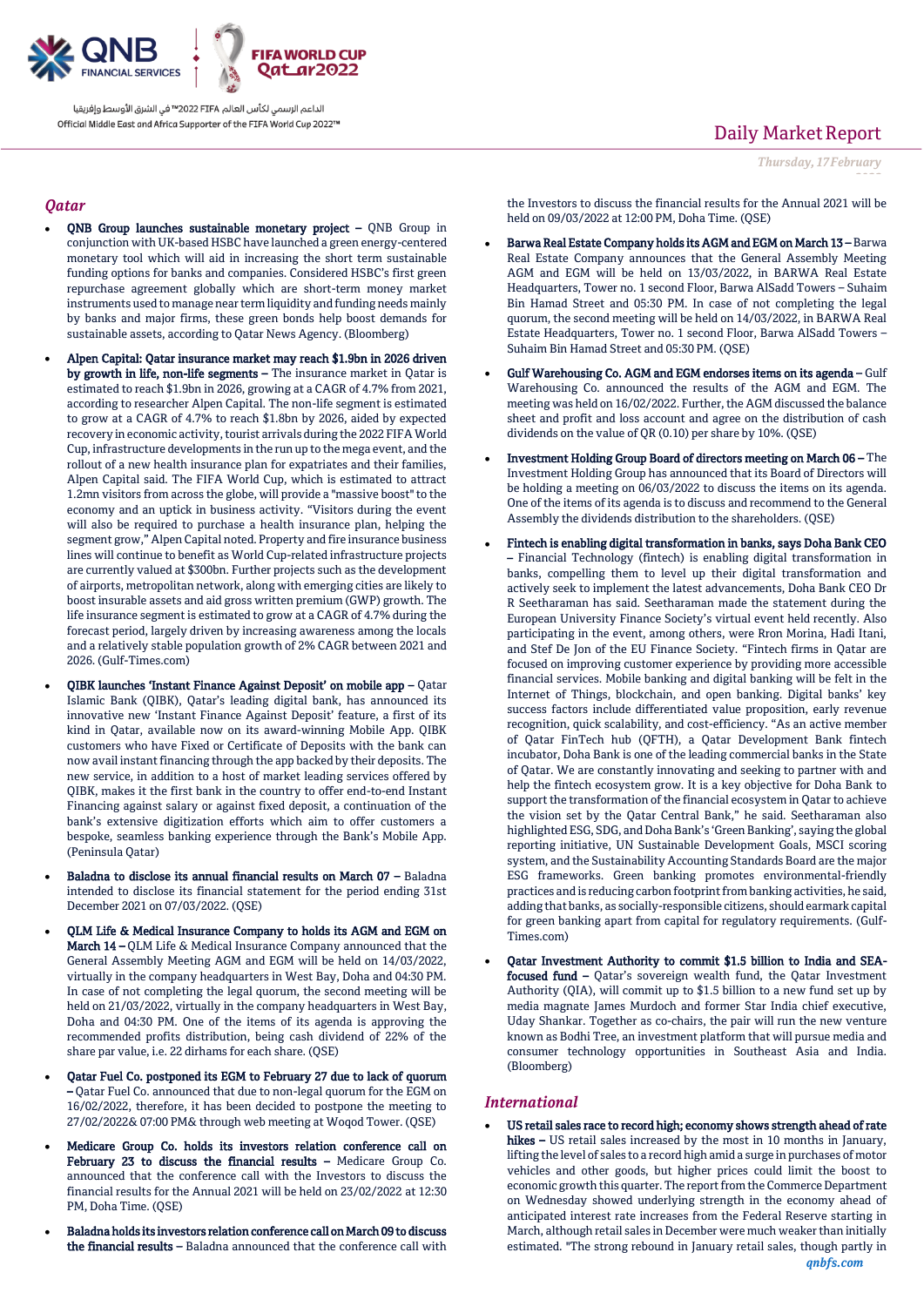## Qatar

- **QNB Group launches sustainable monetary project –** QNB Group in conjunction with UK-based HSBC have launched a green energy-centered monetary tool which will aid in increasing the short term sustainable funding options for banks and companies. Considered HSBC's first green repurchase agreement globally which are short-term money market instruments used to manage near term liquidity and funding needs mainly by banks and major firms, these green bonds help boost demands for sustainable assets, according to Qatar News Agency. (Bloomberg)

- **Alpen Capital: Qatar insurance market may reach $1.9bn in 2026 driven by growth in life, non-life segments –** The insurance market in Qatar is estimated to reach $1.9bn in 2026, growing at a CAGR of 4.7% from 2021, according to researcher Alpen Capital. The non-life segment is estimated to grow at a CAGR of 4.7% to reach $1.8bn by 2026, aided by expected recovery in economic activity, tourist arrivals during the 2022 FIFA World Cup, infrastructure developments in the run up to the mega event, and the rollout of a new health insurance plan for expatriates and their families, Alpen Capital said. The FIFA World Cup, which is estimated to attract 1.2mn visitors from across the globe, will provide a "massive boost" to the economy and an uptick in business activity. "Visitors during the event will also be required to purchase a health insurance plan, helping the segment grow," Alpen Capital noted. Property and fire insurance business lines will continue to benefit as World Cup-related infrastructure projects are currently valued at $300bn. Further projects such as the development of airports, metropolitan network, along with emerging cities are likely to boost insurable assets and aid gross written premium (GWP) growth. The life insurance segment is estimated to grow at a CAGR of 4.7% during the forecast period, largely driven by increasing awareness among the locals and a relatively stable population growth of 2% CAGR between 2021 and 2026. (Gulf-Times.com)

- **QIBK launches 'Instant Finance Against Deposit' on mobile app –** Qatar Islamic Bank (QIBK), Qatar's leading digital bank, has announced its innovative new 'Instant Finance Against Deposit' feature, a first of its kind in Qatar, available now on its award-winning Mobile App. QIBK customers who have Fixed or Certificate of Deposits with the bank can now avail instant financing through the app backed by their deposits. The new service, in addition to a host of market leading services offered by QIBK, makes it the first bank in the country to offer end-to-end Instant Financing against salary or against fixed deposit, a continuation of the bank's extensive digitization efforts which aim to offer customers a bespoke, seamless banking experience through the Bank's Mobile App. (Peninsula Qatar)

- **Baladna to disclose its annual financial results on March 07 –** Baladna intended to disclose its financial statement for the period ending 31st December 2021 on 07/03/2022. (QSE)

- **QLM Life & Medical Insurance Company to holds its AGM and EGM on March 14 –** QLM Life & Medical Insurance Company announced that the General Assembly Meeting AGM and EGM will be held on 14/03/2022, virtually in the company headquarters in West Bay, Doha and 04:30 PM. In case of not completing the legal quorum, the second meeting will be held on 21/03/2022, virtually in the company headquarters in West Bay, Doha and 04:30 PM. One of the items of its agenda is approving the recommended profits distribution, being cash dividend of 22% of the share par value, i.e. 22 dirhams for each share. (QSE)

- **Qatar Fuel Co. postponed its EGM to February 27 due to lack of quorum –** Qatar Fuel Co. announced that due to non-legal quorum for the EGM on 16/02/2022, therefore, it has been decided to postpone the meeting to 27/02/2022& 07:00 PM& through web meeting at Woqod Tower. (QSE)

- **Medicare Group Co. holds its investors relation conference call on February 23 to discuss the financial results –** Medicare Group Co. announced that the conference call with the Investors to discuss the financial results for the Annual 2021 will be held on 23/02/2022 at 12:30 PM, Doha Time. (QSE)

- **Baladna holds its investors relation conference call on March 09 to discuss the financial results –** Baladna announced that the conference call with the Investors to discuss the financial results for the Annual 2021 will be held on 09/03/2022 at 12:00 PM, Doha Time. (QSE)

- **Barwa Real Estate Company holds its AGM and EGM on March 13 –** Barwa Real Estate Company announces that the General Assembly Meeting AGM and EGM will be held on 13/03/2022, in BARWA Real Estate Headquarters, Tower no. 1 second Floor, Barwa AlSadd Towers – Suhaim Bin Hamad Street and 05:30 PM. In case of not completing the legal quorum, the second meeting will be held on 14/03/2022, in BARWA Real Estate Headquarters, Tower no. 1 second Floor, Barwa AlSadd Towers – Suhaim Bin Hamad Street and 05:30 PM. (QSE)

- **Gulf Warehousing Co. AGM and EGM endorses items on its agenda –** Gulf Warehousing Co. announced the results of the AGM and EGM. The meeting was held on 16/02/2022. Further, the AGM discussed the balance sheet and profit and loss account and agree on the distribution of cash dividends on the value of QR (0.10) per share by 10%. (QSE)

- **Investment Holding Group Board of directors meeting on March 06 –** The Investment Holding Group has announced that its Board of Directors will be holding a meeting on 06/03/2022 to discuss the items on its agenda. One of the items of its agenda is to discuss and recommend to the General Assembly the dividends distribution to the shareholders. (QSE)

- **Fintech is enabling digital transformation in banks, says Doha Bank CEO –** Financial Technology (fintech) is enabling digital transformation in banks, compelling them to level up their digital transformation and actively seek to implement the latest advancements, Doha Bank CEO Dr R Seetharaman has said. Seetharaman made the statement during the European University Finance Society's virtual event held recently. Also participating in the event, among others, were Rron Morina, Hadi Itani, and Stef De Jon of the EU Finance Society. "Fintech firms in Qatar are focused on improving customer experience by providing more accessible financial services. Mobile banking and digital banking will be felt in the Internet of Things, blockchain, and open banking. Digital banks' key success factors include differentiated value proposition, early revenue recognition, quick scalability, and cost-efficiency. "As an active member of Qatar FinTech hub (QFTH), a Qatar Development Bank fintech incubator, Doha Bank is one of the leading commercial banks in the State of Qatar. We are constantly innovating and seeking to partner with and help the fintech ecosystem grow. It is a key objective for Doha Bank to support the transformation of the financial ecosystem in Qatar to achieve the vision set by the Qatar Central Bank," he said. Seetharaman also highlighted ESG, SDG, and Doha Bank's 'Green Banking', saying the global reporting initiative, UN Sustainable Development Goals, MSCI scoring system, and the Sustainability Accounting Standards Board are the major ESG frameworks. Green banking promotes environmental-friendly practices and is reducing carbon footprint from banking activities, he said, adding that banks, as socially-responsible citizens, should earmark capital for green banking apart from capital for regulatory requirements. (Gulf-Times.com)

- **Qatar Investment Authority to commit $1.5 billion to India and SEA-focused fund –** Qatar's sovereign wealth fund, the Qatar Investment Authority (QIA), will commit up to $1.5 billion to a new fund set up by media magnate James Murdoch and former Star India chief executive, Uday Shankar. Together as co-chairs, the pair will run the new venture known as Bodhi Tree, an investment platform that will pursue media and consumer technology opportunities in Southeast Asia and India. (Bloomberg)

## International

- **US retail sales race to record high; economy shows strength ahead of rate hikes –** US retail sales increased by the most in 10 months in January, lifting the level of sales to a record high amid a surge in purchases of motor vehicles and other goods, but higher prices could limit the boost to economic growth this quarter. The report from the Commerce Department on Wednesday showed underlying strength in the economy ahead of anticipated interest rate increases from the Federal Reserve starting in March, although retail sales in December were much weaker than initially estimated. "The strong rebound in January retail sales, though partly in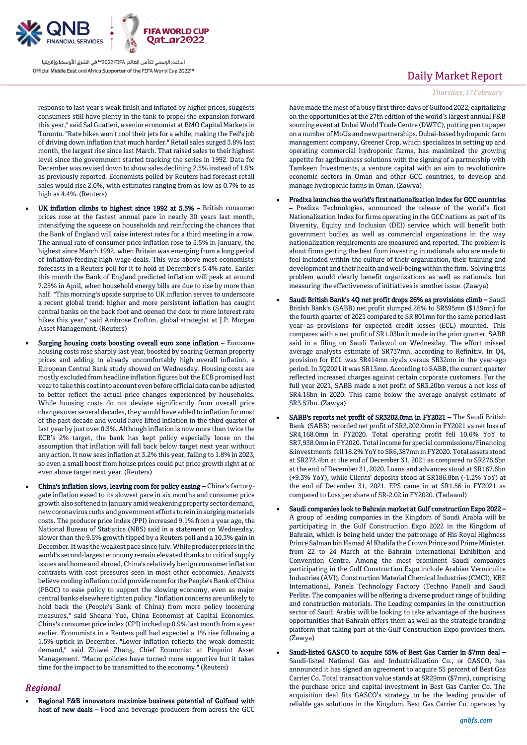response to last year's weak finish and inflated by higher prices, suggests consumers still have plenty in the tank to propel the expansion forward this year," said Sal Guatieri, a senior economist at BMO Capital Markets in Toronto. "Rate hikes won't cool their jets for a while, making the Fed's job of driving down inflation that much harder." Retail sales surged 3.8% last month, the largest rise since last March. That raised sales to their highest level since the government started tracking the series in 1992. Data for December was revised down to show sales declining 2.5% instead of 1.9% as previously reported. Economists polled by Reuters had forecast retail sales would rise 2.0%, with estimates ranging from as low as 0.7% to as high as 4.4%. (Reuters)

- **UK inflation climbs to highest since 1992 at 5.5%** – British consumer prices rose at the fastest annual pace in nearly 30 years last month, intensifying the squeeze on households and reinforcing the chances that the Bank of England will raise interest rates for a third meeting in a row. The annual rate of consumer price inflation rose to 5.5% in January, the highest since March 1992, when Britain was emerging from a long period of inflation-feeding high wage deals. This was above most economists' forecasts in a Reuters poll for it to hold at December's 5.4% rate. Earlier this month the Bank of England predicted inflation will peak at around 7.25% in April, when household energy bills are due to rise by more than half. "This morning's upside surprise to UK inflation serves to underscore a recent global trend: higher and more persistent inflation has caught central banks on the back foot and opened the door to more interest rate hikes this year," said Ambrose Crofton, global strategist at J.P. Morgan Asset Management. (Reuters)
- **Surging housing costs boosting overall euro zone inflation** – Eurozone housing costs rose sharply last year, boosted by soaring German property prices and adding to already uncomfortably high overall inflation, a European Central Bank study showed on Wednesday. Housing costs are mostly excluded from headline inflation figures but the ECB promised last year to take this cost into account even before official data can be adjusted to better reflect the actual price changes experienced by households. While housing costs do not deviate significantly from overall price changes over several decades, they would have added to inflation for most of the past decade and would have lifted inflation in the third quarter of last year by just over 0.3%. Although inflation is now more than twice the ECB's 2% target, the bank has kept policy especially loose on the assumption that inflation will fall back below target next year without any action. It now sees inflation at 3.2% this year, falling to 1.8% in 2023, so even a small boost from house prices could put price growth right at or even above target next year. (Reuters)
- **China's inflation slows, leaving room for policy easing** – China's factory-gate inflation eased to its slowest pace in six months and consumer price growth also softened in January amid weakening property sector demand, new coronavirus curbs and government efforts to rein in surging materials costs. The producer price index (PPI) increased 9.1% from a year ago, the National Bureau of Statistics (NBS) said in a statement on Wednesday, slower than the 9.5% growth tipped by a Reuters poll and a 10.3% gain in December. It was the weakest pace since July. While producer prices in the world's second-largest economy remain elevated thanks to critical supply issues and home and abroad, China's relatively benign consumer inflation contrasts with cost pressures seen in most other economies. Analysts believe cooling inflation could provide room for the People's Bank of China (PBOC) to ease policy to support the slowing economy, even as major central banks elsewhere tighten policy. "Inflation concerns are unlikely to hold back the (People's Bank of China) from more policy loosening measures," said Sheana Yue, China Economist at Capital Economics. China's consumer price index (CPI) inched up 0.9% last month from a year earlier. Economists in a Reuters poll had expected a 1% rise following a 1.5% uptick in December. "Lower inflation reflects the weak domestic demand," said Zhiwei Zhang, Chief Economist at Pinpoint Asset Management. "Macro policies have turned more supportive but it takes time for the impact to be transmitted to the economy." (Reuters)

## *Regional*

- **Regional F&B innovators maximize business potential of Gulfood with host of new deals** – Food and beverage producers from across the GCC have made the most of a busy first three days of Gulfood 2022, capitalizing on the opportunities at the 27th edition of the world's largest annual F&B sourcing event at Dubai World Trade Centre (DWTC), putting pen to paper on a number of MoUs and new partnerships. Dubai-based hydroponic farm management company, Greener Crop, which specializes in setting up and operating commercial hydroponic farms, has maximized the growing appetite for agribusiness solutions with the signing of a partnership with Tamkeen Investments, a venture capital with an aim to revolutionize economic sectors in Oman and other GCC countries, to develop and manage hydroponic farms in Oman. (Zawya)
- **Predixa launches the world's first nationalization index for GCC countries** – Predixa Technologies, announced the release of the world's first Nationalization Index for firms operating in the GCC nations as part of its Diversity, Equity and Inclusion (DEI) service which will benefit both government bodies as well as commercial organizations in the way nationalization requirements are measured and reported. The problem is about firms getting the best from investing in nationals who are made to feel included within the culture of their organization, their training and development and their health and well-being within the firm. Solving this problem would clearly benefit organizations as well as nationals, but measuring the effectiveness of initiatives is another issue. (Zawya)
- **Saudi British Bank's 4Q net profit drops 26% as provisions climb** – Saudi British Bank's (SABB) net profit slumped 26% to SR595mn ($159mn) for the fourth quarter of 2021 compared to SR 801mn for the same period last year as provisions for expected credit losses (ECL) mounted. This compares with a net profit of SR1.03bn it made in the prior quarter, SABB said in a filing on Saudi Tadawul on Wednesday. The effort missed average analysts estimate of SR737mn, according to Refinitiv. In Q4, provision for ECL was SR414mn riyals versus SR32mn in the year-ago period. In 3Q2021 it was SR13mn. According to SABB, the current quarter reflected increased charges against certain corporate customers. For the full year 2021, SABB made a net profit of SR3.20bn versus a net loss of SR4.16bn in 2020. This came below the average analyst estimate of SR3.57bn. (Zawya)
- **SABB's reports net profit of SR3202.0mn in FY2021** – The Saudi British Bank (SABB) recorded net profit of SR3,202.0mn in FY2021 vs net loss of SR4,168.0mn in FY2020. Total operating profit fell 10.6% YoY to SR7,938.0mn in FY2020. Total income for special commissions/Financing &investments fell 18.2% YoY to SR6,387mn in FY2020. Total assets stood at SR272.4bn at the end of December 31, 2021 as compared to SR276.5bn at the end of December 31, 2020. Loans and advances stood at SR167.6bn (+9.3% YoY), while Clients' deposits stood at SR186.8bn (-1.2% YoY) at the end of December 31, 2021. EPS came in at SR1.56 in FY2021 as compared to Loss per share of SR-2.02 in FY2020. (Tadawul)
- **Saudi companies look to Bahrain market at Gulf construction Expo 2022** – A group of leading companies in the Kingdom of Saudi Arabia will be participating in the Gulf Construction Expo 2022 in the Kingdom of Bahrain, which is being held under the patronage of His Royal Highness Prince Salman bin Hamad Al Khalifa the Crown Prince and Prime Minister, from 22 to 24 March at the Bahrain International Exhibition and Convention Centre. Among the most prominent Saudi companies participating in the Gulf Construction Expo include Arabian Vermiculite Industries (AVI), Construction Material Chemical Industries (CMCI), KBE International, Panels Technology Factory (Techno Panel) and Saudi Perlite. The companies will be offering a diverse product range of building and construction materials. The Leading companies in the construction sector of Saudi Arabia will be looking to take advantage of the business opportunities that Bahrain offers them as well as the strategic branding platform that taking part at the Gulf Construction Expo provides them. (Zawya)
- **Saudi-listed GASCO to acquire 55% of Best Gas Carrier in $7mn deal** – Saudi-listed National Gas and Industrialization Co., or GASCO, has announced it has signed an agreement to acquire 55 percent of Best Gas Carrier Co. Total transaction value stands at SR29mn ($7mn), comprising the purchase price and capital investment in Best Gas Carrier Co. The acquisition deal fits GASCO's strategy to be the leading provider of reliable gas solutions in the Kingdom. Best Gas Carrier Co. operates by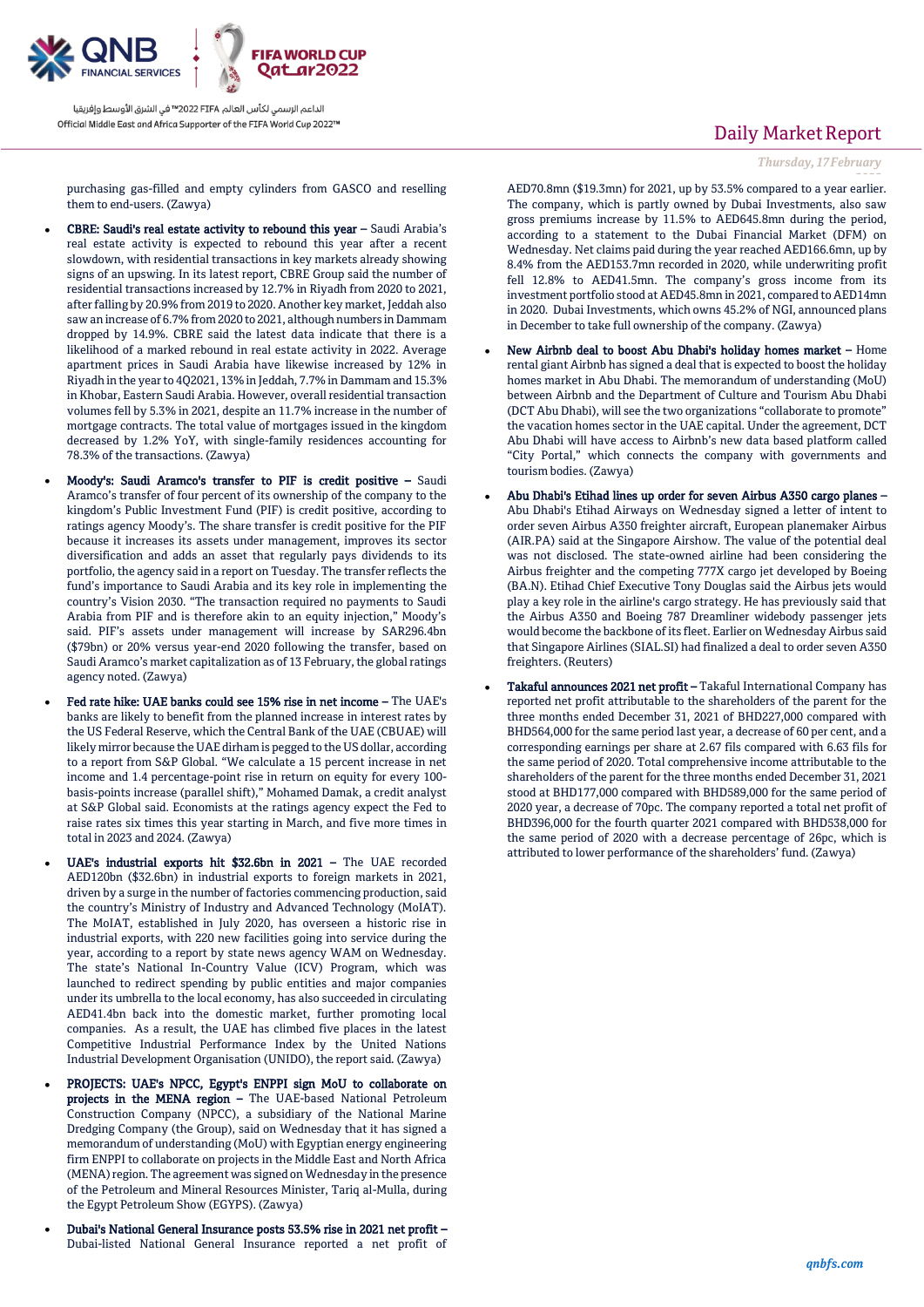purchasing gas-filled and empty cylinders from GASCO and reselling them to end-users. (Zawya)

- **CBRE: Saudi's real estate activity to rebound this year –** Saudi Arabia's real estate activity is expected to rebound this year after a recent slowdown, with residential transactions in key markets already showing signs of an upswing. In its latest report, CBRE Group said the number of residential transactions increased by 12.7% in Riyadh from 2020 to 2021, after falling by 20.9% from 2019 to 2020. Another key market, Jeddah also saw an increase of 6.7% from 2020 to 2021, although numbers in Dammam dropped by 14.9%. CBRE said the latest data indicate that there is a likelihood of a marked rebound in real estate activity in 2022. Average apartment prices in Saudi Arabia have likewise increased by 12% in Riyadh in the year to 4Q2021, 13% in Jeddah, 7.7% in Dammam and 15.3% in Khobar, Eastern Saudi Arabia. However, overall residential transaction volumes fell by 5.3% in 2021, despite an 11.7% increase in the number of mortgage contracts. The total value of mortgages issued in the kingdom decreased by 1.2% YoY, with single-family residences accounting for 78.3% of the transactions. (Zawya)

- **Moody's: Saudi Aramco's transfer to PIF is credit positive –** Saudi Aramco's transfer of four percent of its ownership of the company to the kingdom's Public Investment Fund (PIF) is credit positive, according to ratings agency Moody's. The share transfer is credit positive for the PIF because it increases its assets under management, improves its sector diversification and adds an asset that regularly pays dividends to its portfolio, the agency said in a report on Tuesday. The transfer reflects the fund's importance to Saudi Arabia and its key role in implementing the country's Vision 2030. "The transaction required no payments to Saudi Arabia from PIF and is therefore akin to an equity injection," Moody's said. PIF's assets under management will increase by SAR296.4bn ($79bn) or 20% versus year-end 2020 following the transfer, based on Saudi Aramco's market capitalization as of 13 February, the global ratings agency noted. (Zawya)

- **Fed rate hike: UAE banks could see 15% rise in net income –** The UAE's banks are likely to benefit from the planned increase in interest rates by the US Federal Reserve, which the Central Bank of the UAE (CBUAE) will likely mirror because the UAE dirham is pegged to the US dollar, according to a report from S&P Global. "We calculate a 15 percent increase in net income and 1.4 percentage-point rise in return on equity for every 100-basis-points increase (parallel shift)," Mohamed Damak, a credit analyst at S&P Global said. Economists at the ratings agency expect the Fed to raise rates six times this year starting in March, and five more times in total in 2023 and 2024. (Zawya)

- **UAE's industrial exports hit $32.6bn in 2021 –** The UAE recorded AED120bn ($32.6bn) in industrial exports to foreign markets in 2021, driven by a surge in the number of factories commencing production, said the country's Ministry of Industry and Advanced Technology (MoIAT). The MoIAT, established in July 2020, has overseen a historic rise in industrial exports, with 220 new facilities going into service during the year, according to a report by state news agency WAM on Wednesday. The state's National In-Country Value (ICV) Program, which was launched to redirect spending by public entities and major companies under its umbrella to the local economy, has also succeeded in circulating AED41.4bn back into the domestic market, further promoting local companies. As a result, the UAE has climbed five places in the latest Competitive Industrial Performance Index by the United Nations Industrial Development Organisation (UNIDO), the report said. (Zawya)

- **PROJECTS: UAE's NPCC, Egypt's ENPPI sign MoU to collaborate on projects in the MENA region –** The UAE-based National Petroleum Construction Company (NPCC), a subsidiary of the National Marine Dredging Company (the Group), said on Wednesday that it has signed a memorandum of understanding (MoU) with Egyptian energy engineering firm ENPPI to collaborate on projects in the Middle East and North Africa (MENA) region. The agreement was signed on Wednesday in the presence of the Petroleum and Mineral Resources Minister, Tariq al-Mulla, during the Egypt Petroleum Show (EGYPS). (Zawya)

- **Dubai's National General Insurance posts 53.5% rise in 2021 net profit –** Dubai-listed National General Insurance reported a net profit of AED70.8mn ($19.3mn) for 2021, up by 53.5% compared to a year earlier. The company, which is partly owned by Dubai Investments, also saw gross premiums increase by 11.5% to AED645.8mn during the period, according to a statement to the Dubai Financial Market (DFM) on Wednesday. Net claims paid during the year reached AED166.6mn, up by 8.4% from the AED153.7mn recorded in 2020, while underwriting profit fell 12.8% to AED41.5mn. The company's gross income from its investment portfolio stood at AED45.8mn in 2021, compared to AED14mn in 2020. Dubai Investments, which owns 45.2% of NGI, announced plans in December to take full ownership of the company. (Zawya)

- **New Airbnb deal to boost Abu Dhabi's holiday homes market –** Home rental giant Airbnb has signed a deal that is expected to boost the holiday homes market in Abu Dhabi. The memorandum of understanding (MoU) between Airbnb and the Department of Culture and Tourism Abu Dhabi (DCT Abu Dhabi), will see the two organizations "collaborate to promote" the vacation homes sector in the UAE capital. Under the agreement, DCT Abu Dhabi will have access to Airbnb's new data based platform called "City Portal," which connects the company with governments and tourism bodies. (Zawya)

- **Abu Dhabi's Etihad lines up order for seven Airbus A350 cargo planes –** Abu Dhabi's Etihad Airways on Wednesday signed a letter of intent to order seven Airbus A350 freighter aircraft, European planemaker Airbus (AIR.PA) said at the Singapore Airshow. The value of the potential deal was not disclosed. The state-owned airline had been considering the Airbus freighter and the competing 777X cargo jet developed by Boeing (BA.N). Etihad Chief Executive Tony Douglas said the Airbus jets would play a key role in the airline's cargo strategy. He has previously said that the Airbus A350 and Boeing 787 Dreamliner widebody passenger jets would become the backbone of its fleet. Earlier on Wednesday Airbus said that Singapore Airlines (SIAL.SI) had finalized a deal to order seven A350 freighters. (Reuters)

- **Takaful announces 2021 net profit –** Takaful International Company has reported net profit attributable to the shareholders of the parent for the three months ended December 31, 2021 of BHD227,000 compared with BHD564,000 for the same period last year, a decrease of 60 per cent, and a corresponding earnings per share at 2.67 fils compared with 6.63 fils for the same period of 2020. Total comprehensive income attributable to the shareholders of the parent for the three months ended December 31, 2021 stood at BHD177,000 compared with BHD589,000 for the same period of 2020 year, a decrease of 70pc. The company reported a total net profit of BHD396,000 for the fourth quarter 2021 compared with BHD538,000 for the same period of 2020 with a decrease percentage of 26pc, which is attributed to lower performance of the shareholders' fund. (Zawya)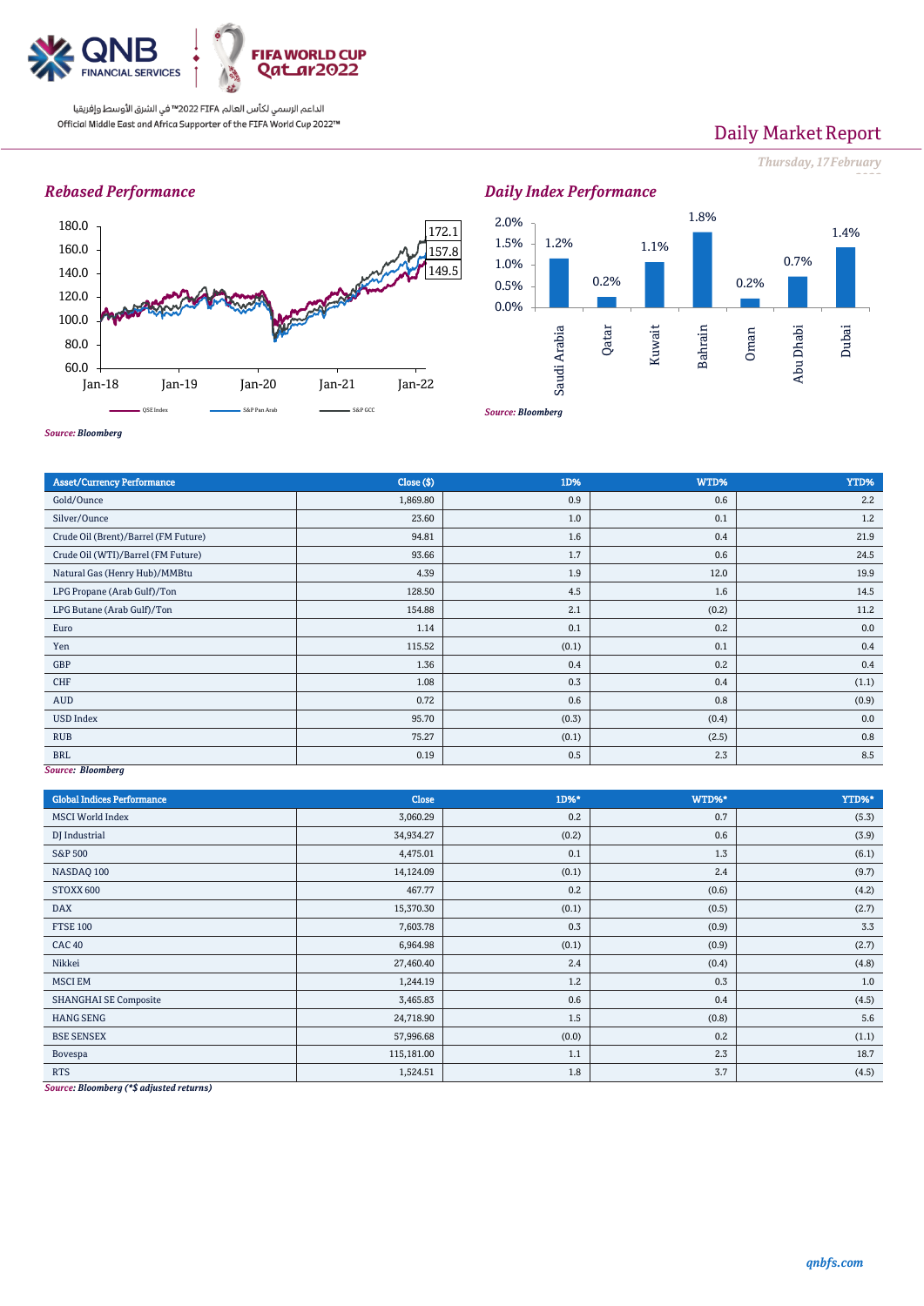Daily Market Report

*Thursday, 17 February 2022*

## *Rebased Performance*

*Source: Bloomberg*

## *Daily Index Performance*

| | Saudi Arabia | Qatar | Kuwait | Bahrain | Oman | Abu Dhabi | Dubai |
|---|---|---|---|---|---|---|---|
| Daily Index Performance | 1.2% | 0.2% | 1.1% | 1.8% | 0.2% | 0.7% | 1.4% |

*Source: Bloomberg*

| Asset/Currency Performance | Close ($) | 1D% | WTD% | YTD% |
|---|---|---|---|---|
| Gold/Ounce | 1,869.80 | 0.9 | 0.6 | 2.2 |
| Silver/Ounce | 23.60 | 1.0 | 0.1 | 1.2 |
| Crude Oil (Brent)/Barrel (FM Future) | 94.81 | 1.6 | 0.4 | 21.9 |
| Crude Oil (WTI)/Barrel (FM Future) | 93.66 | 1.7 | 0.6 | 24.5 |
| Natural Gas (Henry Hub)/MMBtu | 4.39 | 1.9 | 12.0 | 19.9 |
| LPG Propane (Arab Gulf)/Ton | 128.50 | 4.5 | 1.6 | 14.5 |
| LPG Butane (Arab Gulf)/Ton | 154.88 | 2.1 | (0.2) | 11.2 |
| Euro | 1.14 | 0.1 | 0.2 | 0.0 |
| Yen | 115.52 | (0.1) | 0.1 | 0.4 |
| GBP | 1.36 | 0.4 | 0.2 | 0.4 |
| CHF | 1.08 | 0.3 | 0.4 | (1.1) |
| AUD | 0.72 | 0.6 | 0.8 | (0.9) |
| USD Index | 95.70 | (0.3) | (0.4) | 0.0 |
| RUB | 75.27 | (0.1) | (2.5) | 0.8 |
| BRL | 0.19 | 0.5 | 2.3 | 8.5 |

*Source: Bloomberg*

| Global Indices Performance | Close | 1D%* | WTD%* | YTD%* |
|---|---|---|---|---|
| MSCI World Index | 3,060.29 | 0.2 | 0.7 | (5.3) |
| DJ Industrial | 34,934.27 | (0.2) | 0.6 | (3.9) |
| S&P 500 | 4,475.01 | 0.1 | 1.3 | (6.1) |
| NASDAQ 100 | 14,124.09 | (0.1) | 2.4 | (9.7) |
| STOXX 600 | 467.77 | 0.2 | (0.6) | (4.2) |
| DAX | 15,370.30 | (0.1) | (0.5) | (2.7) |
| FTSE 100 | 7,603.78 | 0.3 | (0.9) | 3.3 |
| CAC 40 | 6,964.98 | (0.1) | (0.9) | (2.7) |
| Nikkei | 27,460.40 | 2.4 | (0.4) | (4.8) |
| MSCI EM | 1,244.19 | 1.2 | 0.3 | 1.0 |
| SHANGHAI SE Composite | 3,465.83 | 0.6 | 0.4 | (4.5) |
| HANG SENG | 24,718.90 | 1.5 | (0.8) | 5.6 |
| BSE SENSEX | 57,996.68 | (0.0) | 0.2 | (1.1) |
| Bovespa | 115,181.00 | 1.1 | 2.3 | 18.7 |
| RTS | 1,524.51 | 1.8 | 3.7 | (4.5) |

*Source: Bloomberg (*$ adjusted returns)*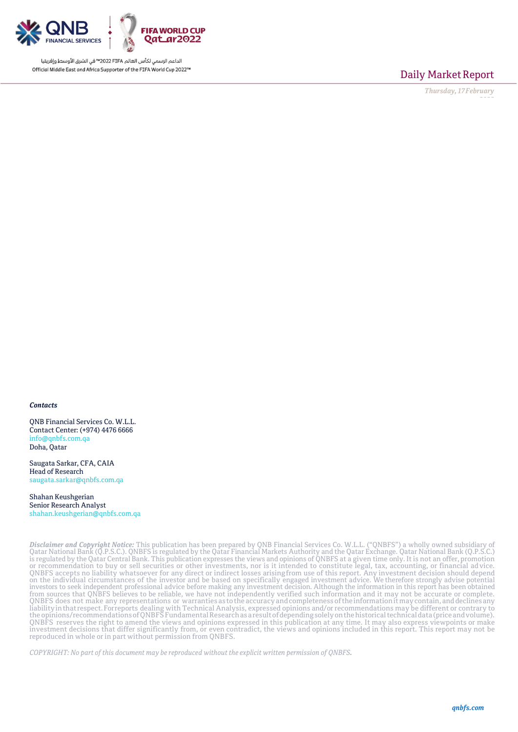*Contacts*

QNB Financial Services Co. W.L.L.
Contact Center: (+974) 4476 6666
info@qnbfs.com.qa
Doha, Qatar

Saugata Sarkar, CFA, CAIA
Head of Research
saugata.sarkar@qnbfs.com.qa

Shahan Keushgerian
Senior Research Analyst
shahan.keushgerian@qnbfs.com.qa

***Disclaimer and Copyright Notice:*** This publication has been prepared by QNB Financial Services Co. W.L.L. ("QNBFS") a wholly owned subsidiary of Qatar National Bank (Q.P.S.C.). QNBFS is regulated by the Qatar Financial Markets Authority and the Qatar Exchange. Qatar National Bank (Q.P.S.C.) is regulated by the Qatar Central Bank. This publication expresses the views and opinions of QNBFS at a given time only. It is not an offer, promotion or recommendation to buy or sell securities or other investments, nor is it intended to constitute legal, tax, accounting, or financial advice. QNBFS accepts no liability whatsoever for any direct or indirect losses arising from use of this report. Any investment decision should depend on the individual circumstances of the investor and be based on specifically engaged investment advice. We therefore strongly advise potential investors to seek independent professional advice before making any investment decision. Although the information in this report has been obtained from sources that QNBFS believes to be reliable, we have not independently verified such information and it may not be accurate or complete. QNBFS does not make any representations or warranties as to the accuracy and completeness of the information it may contain, and declines any liability in that respect. For reports dealing with Technical Analysis, expressed opinions and/or recommendations may be different or contrary to the opinions/recommendations of QNBFS Fundamental Research as a result of depending solely on the historical technical data (price and volume). QNBFS reserves the right to amend the views and opinions expressed in this publication at any time. It may also express viewpoints or make investment decisions that differ significantly from, or even contradict, the views and opinions included in this report. This report may not be reproduced in whole or in part without permission from QNBFS.

*COPYRIGHT: No part of this document may be reproduced without the explicit written permission of QNBFS.*